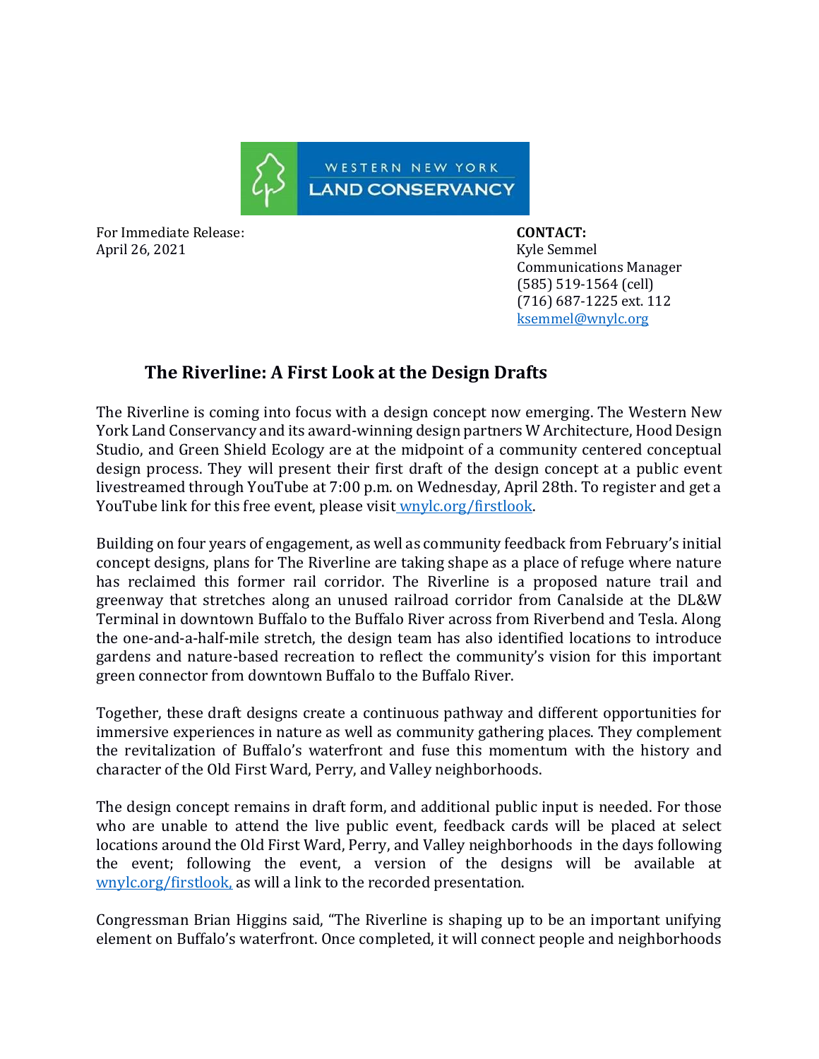WESTERN NEW YORK LAND CONSERVANCY

For Immediate Release:
April 26, 2021

**CONTACT:**
Kyle Semmel
Communications Manager
(585) 519-1564 (cell)
(716) 687-1225 ext. 112
ksemmel@wnylc.org

## The Riverline: A First Look at the Design Drafts

The Riverline is coming into focus with a design concept now emerging. The Western New York Land Conservancy and its award-winning design partners W Architecture, Hood Design Studio, and Green Shield Ecology are at the midpoint of a community centered conceptual design process. They will present their first draft of the design concept at a public event livestreamed through YouTube at 7:00 p.m. on Wednesday, April 28th. To register and get a YouTube link for this free event, please visit wnylc.org/firstlook.

Building on four years of engagement, as well as community feedback from February's initial concept designs, plans for The Riverline are taking shape as a place of refuge where nature has reclaimed this former rail corridor. The Riverline is a proposed nature trail and greenway that stretches along an unused railroad corridor from Canalside at the DL&W Terminal in downtown Buffalo to the Buffalo River across from Riverbend and Tesla. Along the one-and-a-half-mile stretch, the design team has also identified locations to introduce gardens and nature-based recreation to reflect the community's vision for this important green connector from downtown Buffalo to the Buffalo River.

Together, these draft designs create a continuous pathway and different opportunities for immersive experiences in nature as well as community gathering places. They complement the revitalization of Buffalo's waterfront and fuse this momentum with the history and character of the Old First Ward, Perry, and Valley neighborhoods.

The design concept remains in draft form, and additional public input is needed. For those who are unable to attend the live public event, feedback cards will be placed at select locations around the Old First Ward, Perry, and Valley neighborhoods in the days following the event; following the event, a version of the designs will be available at wnylc.org/firstlook, as will a link to the recorded presentation.

Congressman Brian Higgins said, "The Riverline is shaping up to be an important unifying element on Buffalo's waterfront. Once completed, it will connect people and neighborhoods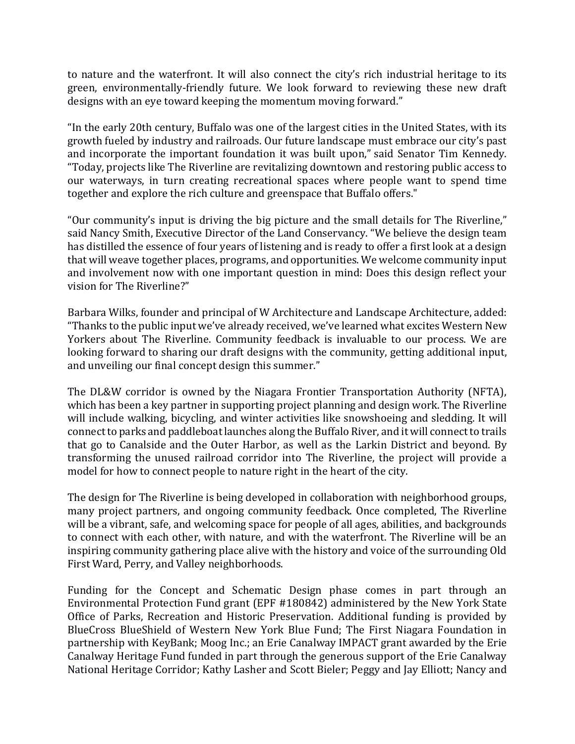to nature and the waterfront. It will also connect the city's rich industrial heritage to its green, environmentally-friendly future. We look forward to reviewing these new draft designs with an eye toward keeping the momentum moving forward."

"In the early 20th century, Buffalo was one of the largest cities in the United States, with its growth fueled by industry and railroads. Our future landscape must embrace our city's past and incorporate the important foundation it was built upon," said Senator Tim Kennedy. "Today, projects like The Riverline are revitalizing downtown and restoring public access to our waterways, in turn creating recreational spaces where people want to spend time together and explore the rich culture and greenspace that Buffalo offers."

"Our community's input is driving the big picture and the small details for The Riverline," said Nancy Smith, Executive Director of the Land Conservancy. "We believe the design team has distilled the essence of four years of listening and is ready to offer a first look at a design that will weave together places, programs, and opportunities. We welcome community input and involvement now with one important question in mind: Does this design reflect your vision for The Riverline?"

Barbara Wilks, founder and principal of W Architecture and Landscape Architecture, added: "Thanks to the public input we've already received, we've learned what excites Western New Yorkers about The Riverline. Community feedback is invaluable to our process. We are looking forward to sharing our draft designs with the community, getting additional input, and unveiling our final concept design this summer."

The DL&W corridor is owned by the Niagara Frontier Transportation Authority (NFTA), which has been a key partner in supporting project planning and design work. The Riverline will include walking, bicycling, and winter activities like snowshoeing and sledding. It will connect to parks and paddleboat launches along the Buffalo River, and it will connect to trails that go to Canalside and the Outer Harbor, as well as the Larkin District and beyond. By transforming the unused railroad corridor into The Riverline, the project will provide a model for how to connect people to nature right in the heart of the city.

The design for The Riverline is being developed in collaboration with neighborhood groups, many project partners, and ongoing community feedback. Once completed, The Riverline will be a vibrant, safe, and welcoming space for people of all ages, abilities, and backgrounds to connect with each other, with nature, and with the waterfront. The Riverline will be an inspiring community gathering place alive with the history and voice of the surrounding Old First Ward, Perry, and Valley neighborhoods.

Funding for the Concept and Schematic Design phase comes in part through an Environmental Protection Fund grant (EPF #180842) administered by the New York State Office of Parks, Recreation and Historic Preservation. Additional funding is provided by BlueCross BlueShield of Western New York Blue Fund; The First Niagara Foundation in partnership with KeyBank; Moog Inc.; an Erie Canalway IMPACT grant awarded by the Erie Canalway Heritage Fund funded in part through the generous support of the Erie Canalway National Heritage Corridor; Kathy Lasher and Scott Bieler; Peggy and Jay Elliott; Nancy and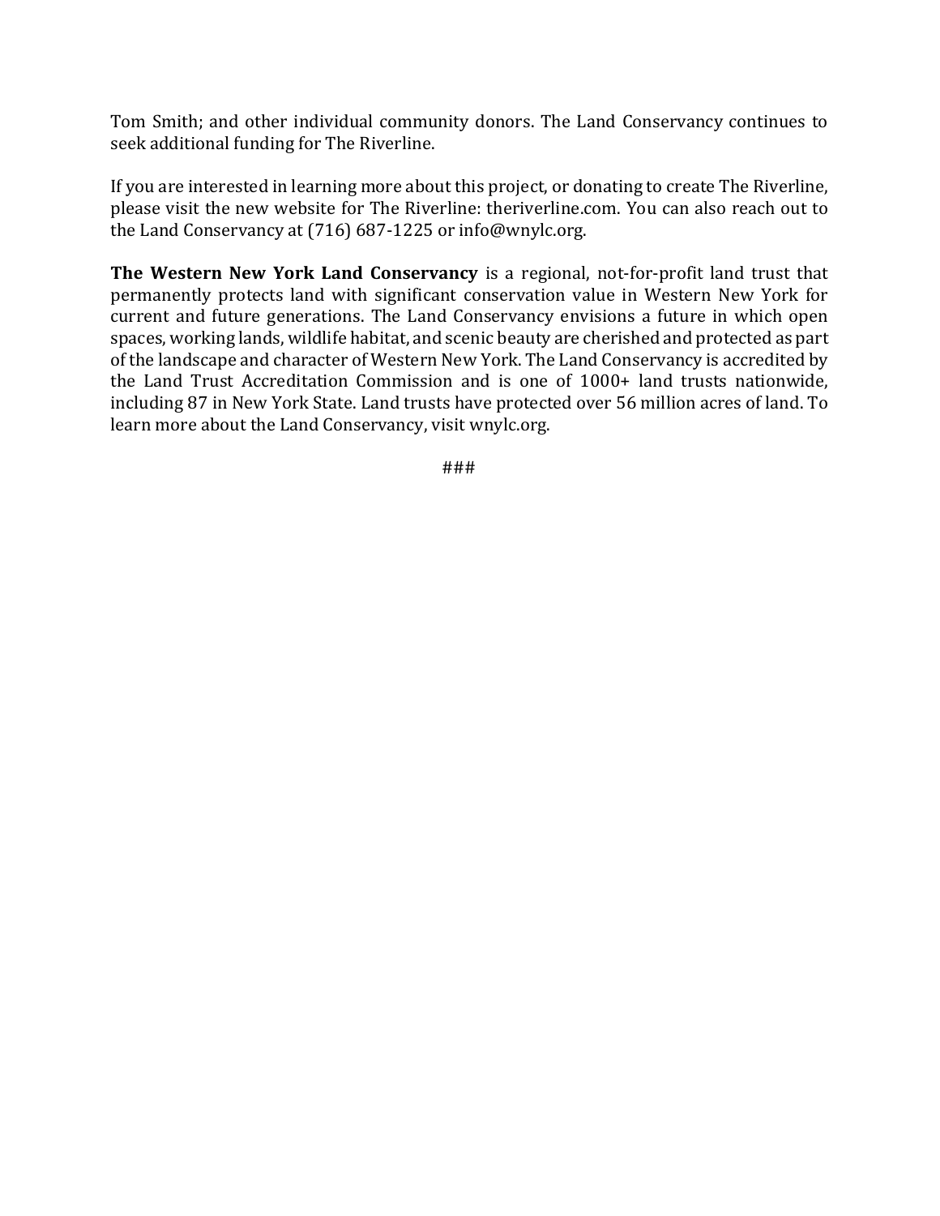Tom Smith; and other individual community donors. The Land Conservancy continues to seek additional funding for The Riverline.

If you are interested in learning more about this project, or donating to create The Riverline, please visit the new website for The Riverline: theriverline.com. You can also reach out to the Land Conservancy at (716) 687-1225 or info@wnylc.org.

**The Western New York Land Conservancy** is a regional, not-for-profit land trust that permanently protects land with significant conservation value in Western New York for current and future generations. The Land Conservancy envisions a future in which open spaces, working lands, wildlife habitat, and scenic beauty are cherished and protected as part of the landscape and character of Western New York. The Land Conservancy is accredited by the Land Trust Accreditation Commission and is one of 1000+ land trusts nationwide, including 87 in New York State. Land trusts have protected over 56 million acres of land. To learn more about the Land Conservancy, visit wnylc.org.

###